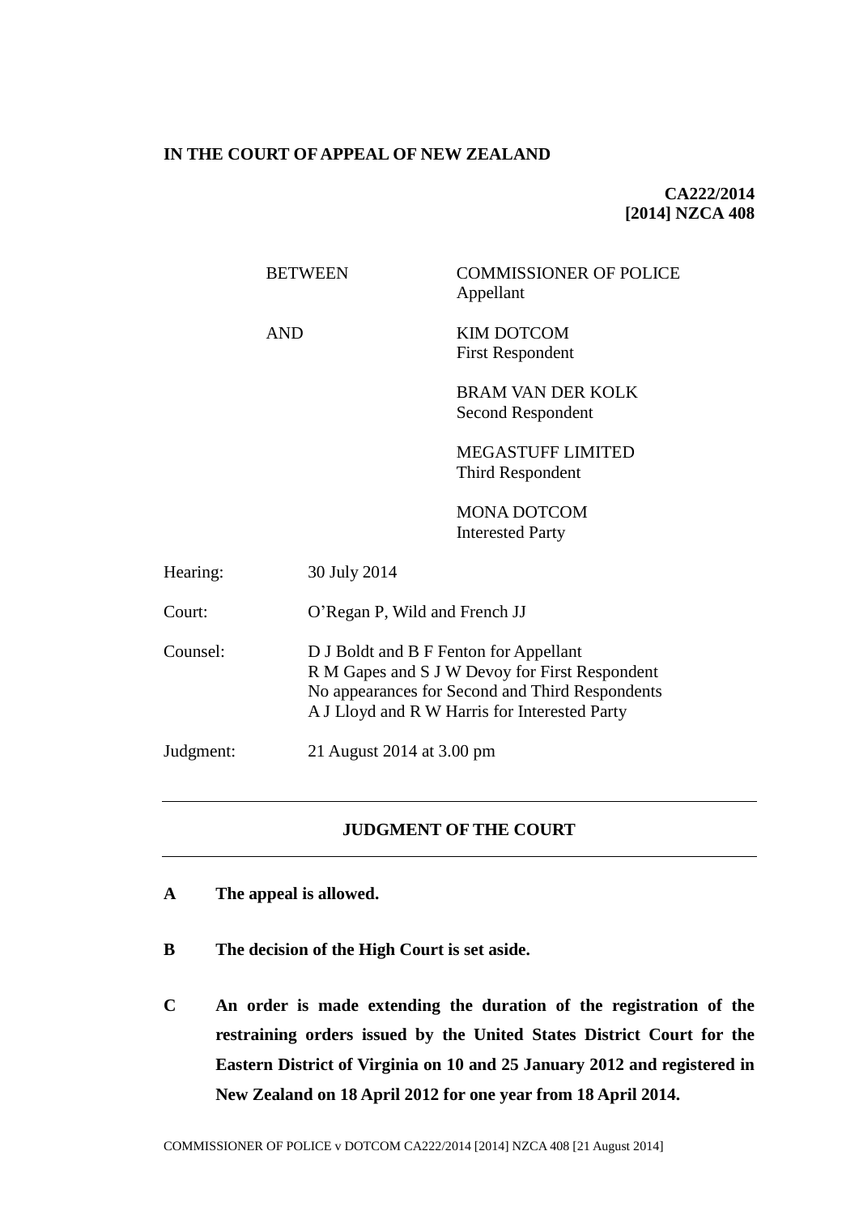**IN THE COURT OF APPEAL OF NEW ZEALAND**

**CA222/2014**
**[2014] NZCA 408**

| | |
|---|---|
| BETWEEN | COMMISSIONER OF POLICE<br>Appellant |
| AND | KIM DOTCOM<br>First Respondent |
| | BRAM VAN DER KOLK<br>Second Respondent |
| | MEGASTUFF LIMITED<br>Third Respondent |
| | MONA DOTCOM<br>Interested Party |

| | |
|---|---|
| Hearing: | 30 July 2014 |
| Court: | O'Regan P, Wild and French JJ |
| Counsel: | D J Boldt and B F Fenton for Appellant<br>R M Gapes and S J W Devoy for First Respondent<br>No appearances for Second and Third Respondents<br>A J Lloyd and R W Harris for Interested Party |
| Judgment: | 21 August 2014 at 3.00 pm |

---

## JUDGMENT OF THE COURT

---

**A The appeal is allowed.**

**B The decision of the High Court is set aside.**

**C An order is made extending the duration of the registration of the restraining orders issued by the United States District Court for the Eastern District of Virginia on 10 and 25 January 2012 and registered in New Zealand on 18 April 2012 for one year from 18 April 2014.**

COMMISSIONER OF POLICE v DOTCOM CA222/2014 [2014] NZCA 408 [21 August 2014]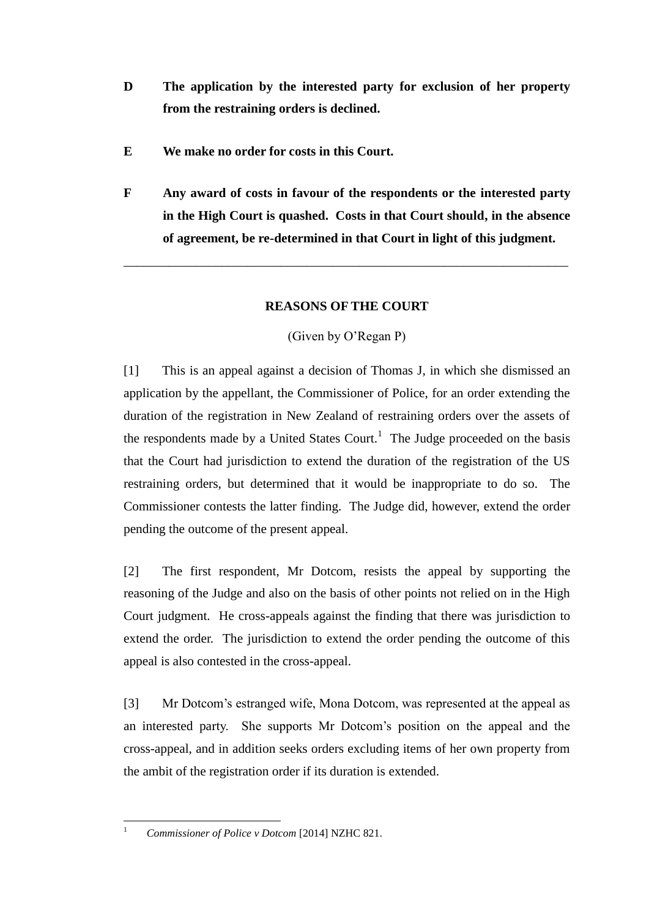**D The application by the interested party for exclusion of her property from the restraining orders is declined.**

**E We make no order for costs in this Court.**

**F Any award of costs in favour of the respondents or the interested party in the High Court is quashed. Costs in that Court should, in the absence of agreement, be re-determined in that Court in light of this judgment.**

---

## REASONS OF THE COURT

(Given by O'Regan P)

[1] This is an appeal against a decision of Thomas J, in which she dismissed an application by the appellant, the Commissioner of Police, for an order extending the duration of the registration in New Zealand of restraining orders over the assets of the respondents made by a United States Court.[1] The Judge proceeded on the basis that the Court had jurisdiction to extend the duration of the registration of the US restraining orders, but determined that it would be inappropriate to do so. The Commissioner contests the latter finding. The Judge did, however, extend the order pending the outcome of the present appeal.

[2] The first respondent, Mr Dotcom, resists the appeal by supporting the reasoning of the Judge and also on the basis of other points not relied on in the High Court judgment. He cross-appeals against the finding that there was jurisdiction to extend the order. The jurisdiction to extend the order pending the outcome of this appeal is also contested in the cross-appeal.

[3] Mr Dotcom's estranged wife, Mona Dotcom, was represented at the appeal as an interested party. She supports Mr Dotcom's position on the appeal and the cross-appeal, and in addition seeks orders excluding items of her own property from the ambit of the registration order if its duration is extended.

---

[1] *Commissioner of Police v Dotcom* [2014] NZHC 821.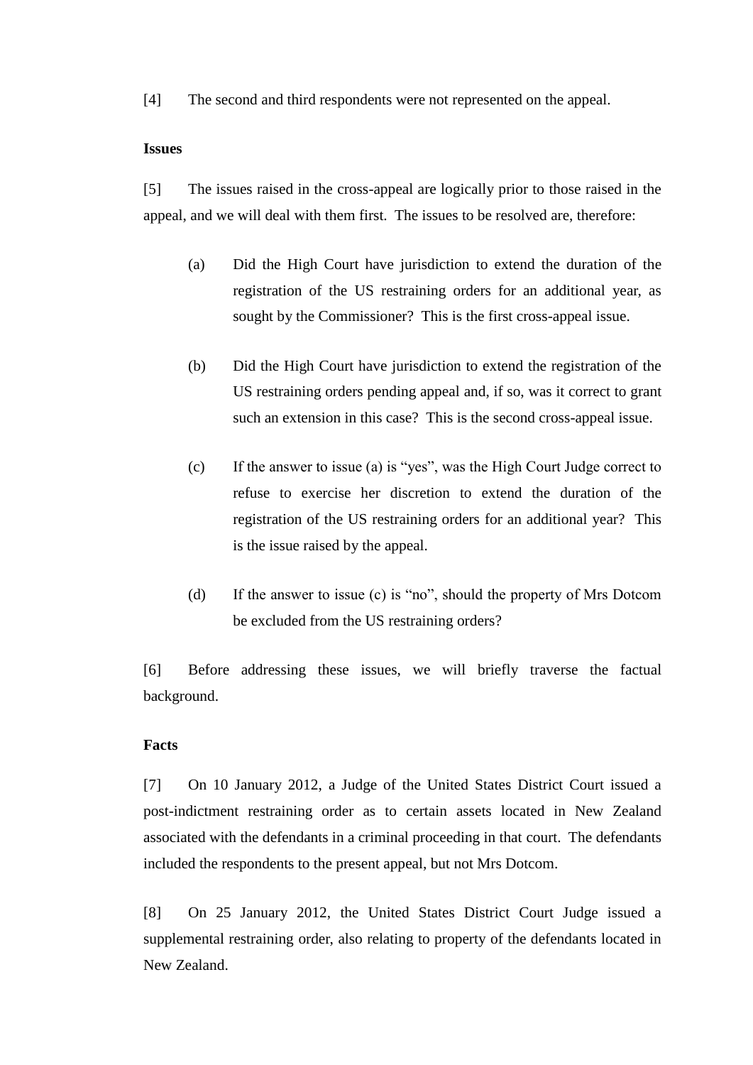[4] The second and third respondents were not represented on the appeal.

**Issues**

[5] The issues raised in the cross-appeal are logically prior to those raised in the appeal, and we will deal with them first. The issues to be resolved are, therefore:

> (a) Did the High Court have jurisdiction to extend the duration of the registration of the US restraining orders for an additional year, as sought by the Commissioner? This is the first cross-appeal issue.
>
> (b) Did the High Court have jurisdiction to extend the registration of the US restraining orders pending appeal and, if so, was it correct to grant such an extension in this case? This is the second cross-appeal issue.
>
> (c) If the answer to issue (a) is "yes", was the High Court Judge correct to refuse to exercise her discretion to extend the duration of the registration of the US restraining orders for an additional year? This is the issue raised by the appeal.
>
> (d) If the answer to issue (c) is "no", should the property of Mrs Dotcom be excluded from the US restraining orders?

[6] Before addressing these issues, we will briefly traverse the factual background.

**Facts**

[7] On 10 January 2012, a Judge of the United States District Court issued a post-indictment restraining order as to certain assets located in New Zealand associated with the defendants in a criminal proceeding in that court. The defendants included the respondents to the present appeal, but not Mrs Dotcom.

[8] On 25 January 2012, the United States District Court Judge issued a supplemental restraining order, also relating to property of the defendants located in New Zealand.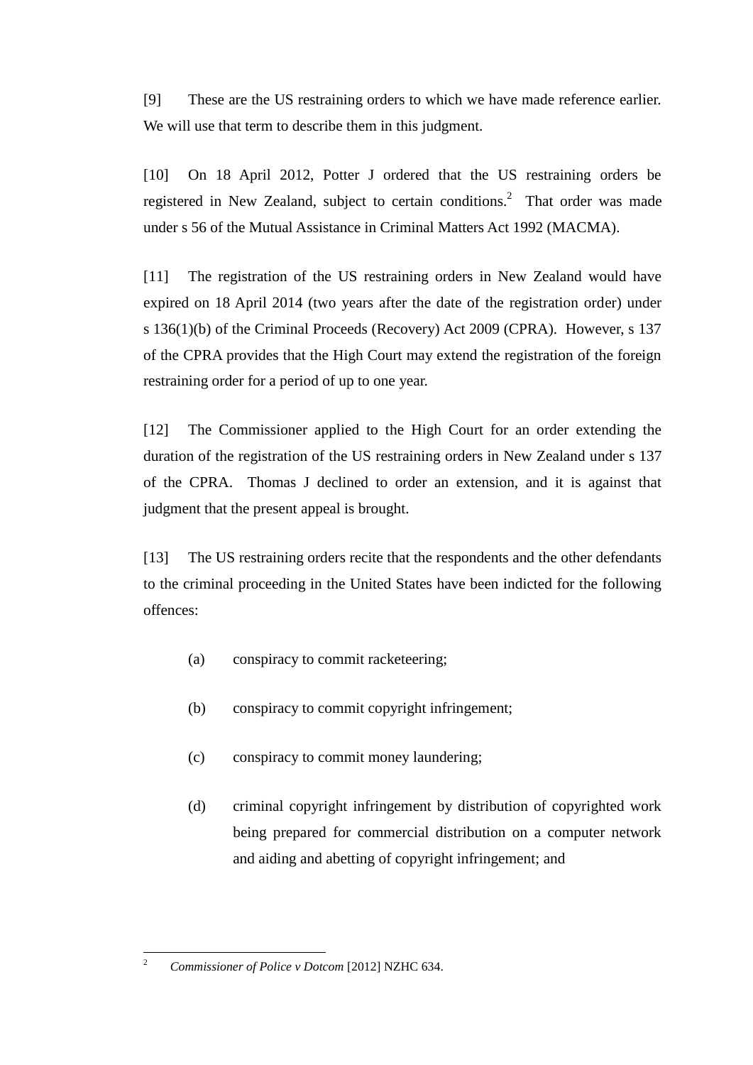[9] These are the US restraining orders to which we have made reference earlier. We will use that term to describe them in this judgment.

[10] On 18 April 2012, Potter J ordered that the US restraining orders be registered in New Zealand, subject to certain conditions.[2] That order was made under s 56 of the Mutual Assistance in Criminal Matters Act 1992 (MACMA).

[11] The registration of the US restraining orders in New Zealand would have expired on 18 April 2014 (two years after the date of the registration order) under s 136(1)(b) of the Criminal Proceeds (Recovery) Act 2009 (CPRA). However, s 137 of the CPRA provides that the High Court may extend the registration of the foreign restraining order for a period of up to one year.

[12] The Commissioner applied to the High Court for an order extending the duration of the registration of the US restraining orders in New Zealand under s 137 of the CPRA. Thomas J declined to order an extension, and it is against that judgment that the present appeal is brought.

[13] The US restraining orders recite that the respondents and the other defendants to the criminal proceeding in the United States have been indicted for the following offences:

(a) conspiracy to commit racketeering;

(b) conspiracy to commit copyright infringement;

(c) conspiracy to commit money laundering;

(d) criminal copyright infringement by distribution of copyrighted work being prepared for commercial distribution on a computer network and aiding and abetting of copyright infringement; and

---

[2] *Commissioner of Police v Dotcom* [2012] NZHC 634.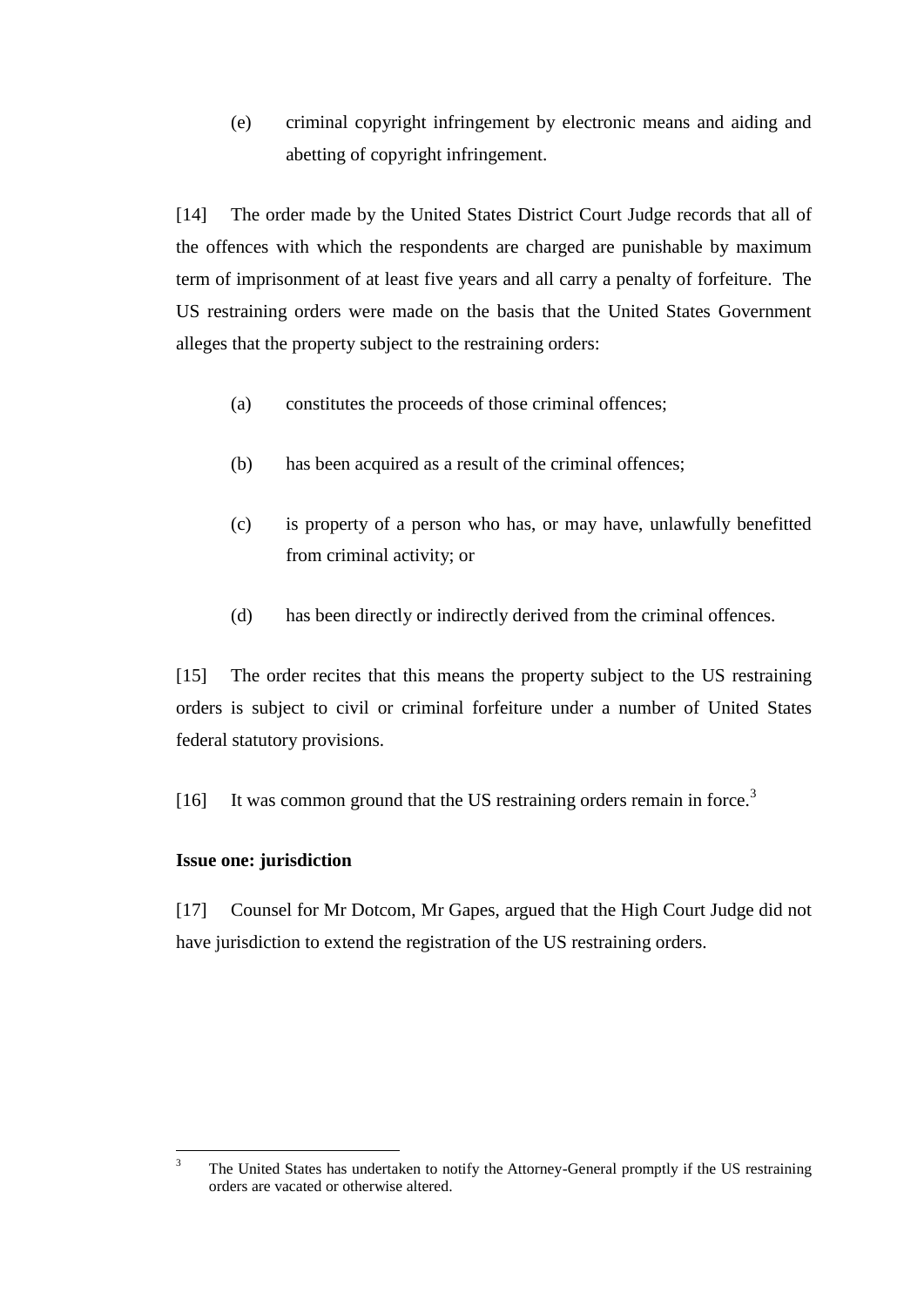(e) criminal copyright infringement by electronic means and aiding and abetting of copyright infringement.

[14] The order made by the United States District Court Judge records that all of the offences with which the respondents are charged are punishable by maximum term of imprisonment of at least five years and all carry a penalty of forfeiture. The US restraining orders were made on the basis that the United States Government alleges that the property subject to the restraining orders:

(a) constitutes the proceeds of those criminal offences;

(b) has been acquired as a result of the criminal offences;

(c) is property of a person who has, or may have, unlawfully benefitted from criminal activity; or

(d) has been directly or indirectly derived from the criminal offences.

[15] The order recites that this means the property subject to the US restraining orders is subject to civil or criminal forfeiture under a number of United States federal statutory provisions.

[16] It was common ground that the US restraining orders remain in force.[3]

**Issue one: jurisdiction**

[17] Counsel for Mr Dotcom, Mr Gapes, argued that the High Court Judge did not have jurisdiction to extend the registration of the US restraining orders.

[3] The United States has undertaken to notify the Attorney-General promptly if the US restraining orders are vacated or otherwise altered.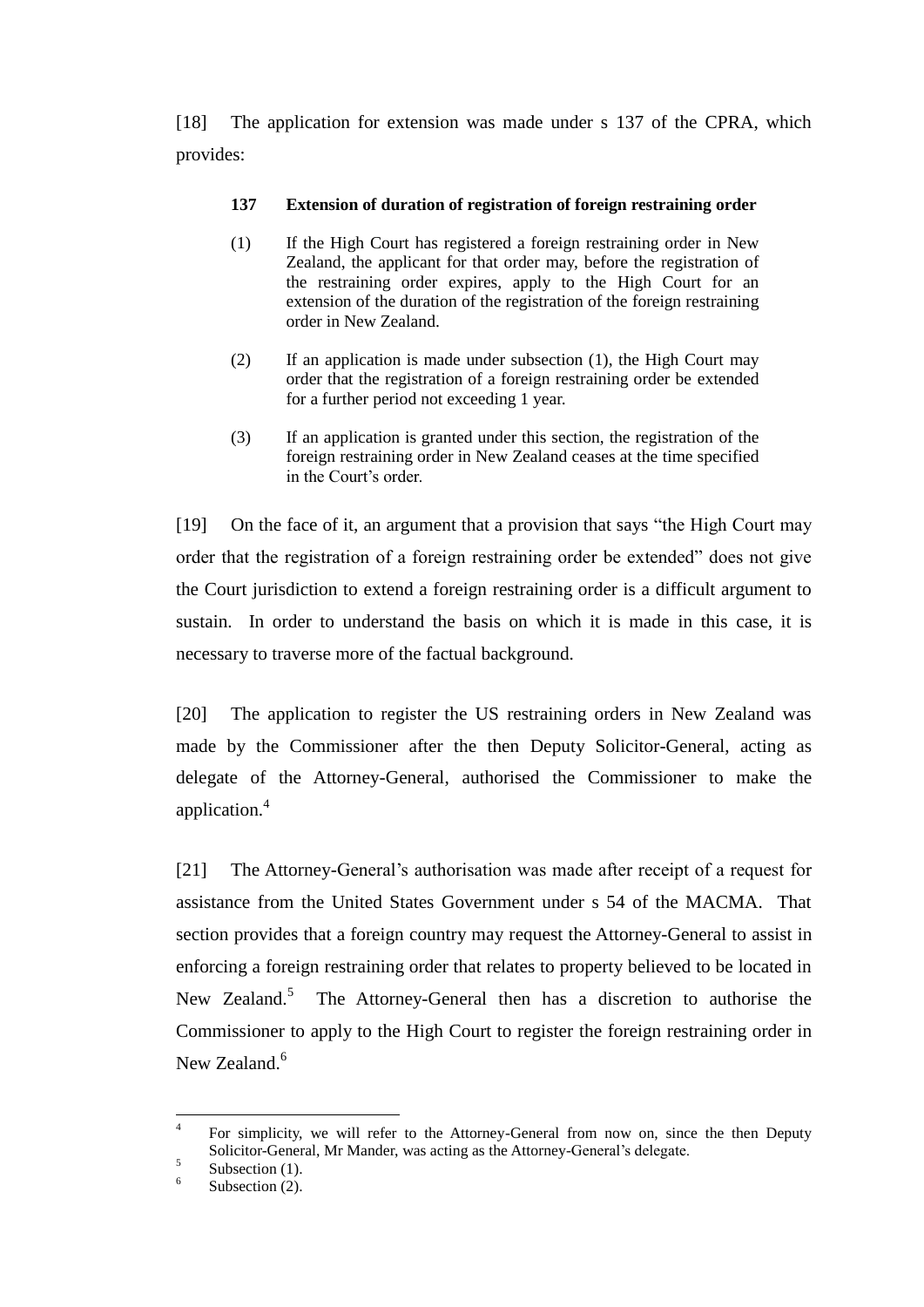[18] The application for extension was made under s 137 of the CPRA, which provides:

> **137 Extension of duration of registration of foreign restraining order**
>
> (1) If the High Court has registered a foreign restraining order in New Zealand, the applicant for that order may, before the registration of the restraining order expires, apply to the High Court for an extension of the duration of the registration of the foreign restraining order in New Zealand.
>
> (2) If an application is made under subsection (1), the High Court may order that the registration of a foreign restraining order be extended for a further period not exceeding 1 year.
>
> (3) If an application is granted under this section, the registration of the foreign restraining order in New Zealand ceases at the time specified in the Court's order.

[19] On the face of it, an argument that a provision that says "the High Court may order that the registration of a foreign restraining order be extended" does not give the Court jurisdiction to extend a foreign restraining order is a difficult argument to sustain. In order to understand the basis on which it is made in this case, it is necessary to traverse more of the factual background.

[20] The application to register the US restraining orders in New Zealand was made by the Commissioner after the then Deputy Solicitor-General, acting as delegate of the Attorney-General, authorised the Commissioner to make the application.[4]

[21] The Attorney-General's authorisation was made after receipt of a request for assistance from the United States Government under s 54 of the MACMA. That section provides that a foreign country may request the Attorney-General to assist in enforcing a foreign restraining order that relates to property believed to be located in New Zealand.[5] The Attorney-General then has a discretion to authorise the Commissioner to apply to the High Court to register the foreign restraining order in New Zealand.[6]

---

[4] For simplicity, we will refer to the Attorney-General from now on, since the then Deputy Solicitor-General, Mr Mander, was acting as the Attorney-General's delegate.

[5] Subsection (1).

[6] Subsection (2).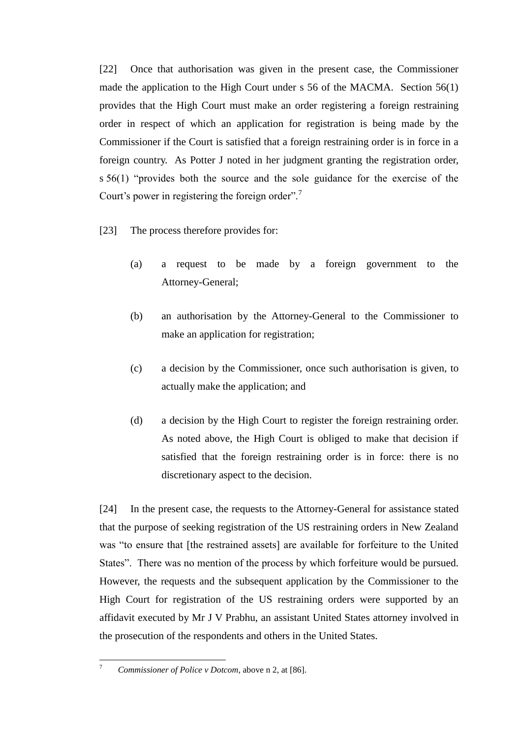[22] Once that authorisation was given in the present case, the Commissioner made the application to the High Court under s 56 of the MACMA. Section 56(1) provides that the High Court must make an order registering a foreign restraining order in respect of which an application for registration is being made by the Commissioner if the Court is satisfied that a foreign restraining order is in force in a foreign country. As Potter J noted in her judgment granting the registration order, s 56(1) "provides both the source and the sole guidance for the exercise of the Court's power in registering the foreign order".[7]

[23] The process therefore provides for:

(a) a request to be made by a foreign government to the Attorney-General;

(b) an authorisation by the Attorney-General to the Commissioner to make an application for registration;

(c) a decision by the Commissioner, once such authorisation is given, to actually make the application; and

(d) a decision by the High Court to register the foreign restraining order. As noted above, the High Court is obliged to make that decision if satisfied that the foreign restraining order is in force: there is no discretionary aspect to the decision.

[24] In the present case, the requests to the Attorney-General for assistance stated that the purpose of seeking registration of the US restraining orders in New Zealand was "to ensure that [the restrained assets] are available for forfeiture to the United States". There was no mention of the process by which forfeiture would be pursued. However, the requests and the subsequent application by the Commissioner to the High Court for registration of the US restraining orders were supported by an affidavit executed by Mr J V Prabhu, an assistant United States attorney involved in the prosecution of the respondents and others in the United States.

---

[7] *Commissioner of Police v Dotcom*, above n 2, at [86].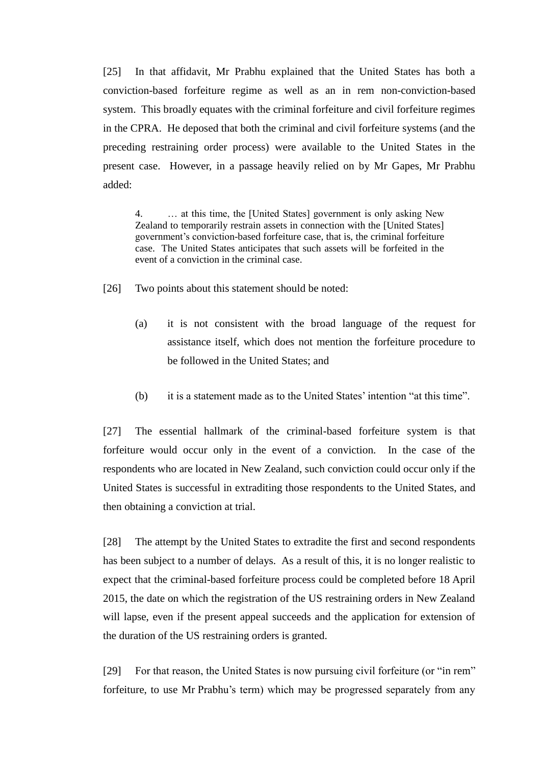[25] In that affidavit, Mr Prabhu explained that the United States has both a conviction-based forfeiture regime as well as an in rem non-conviction-based system. This broadly equates with the criminal forfeiture and civil forfeiture regimes in the CPRA. He deposed that both the criminal and civil forfeiture systems (and the preceding restraining order process) were available to the United States in the present case. However, in a passage heavily relied on by Mr Gapes, Mr Prabhu added:

> 4. … at this time, the [United States] government is only asking New Zealand to temporarily restrain assets in connection with the [United States] government's conviction-based forfeiture case, that is, the criminal forfeiture case. The United States anticipates that such assets will be forfeited in the event of a conviction in the criminal case.

[26] Two points about this statement should be noted:

(a) it is not consistent with the broad language of the request for assistance itself, which does not mention the forfeiture procedure to be followed in the United States; and

(b) it is a statement made as to the United States' intention "at this time".

[27] The essential hallmark of the criminal-based forfeiture system is that forfeiture would occur only in the event of a conviction. In the case of the respondents who are located in New Zealand, such conviction could occur only if the United States is successful in extraditing those respondents to the United States, and then obtaining a conviction at trial.

[28] The attempt by the United States to extradite the first and second respondents has been subject to a number of delays. As a result of this, it is no longer realistic to expect that the criminal-based forfeiture process could be completed before 18 April 2015, the date on which the registration of the US restraining orders in New Zealand will lapse, even if the present appeal succeeds and the application for extension of the duration of the US restraining orders is granted.

[29] For that reason, the United States is now pursuing civil forfeiture (or "in rem" forfeiture, to use Mr Prabhu's term) which may be progressed separately from any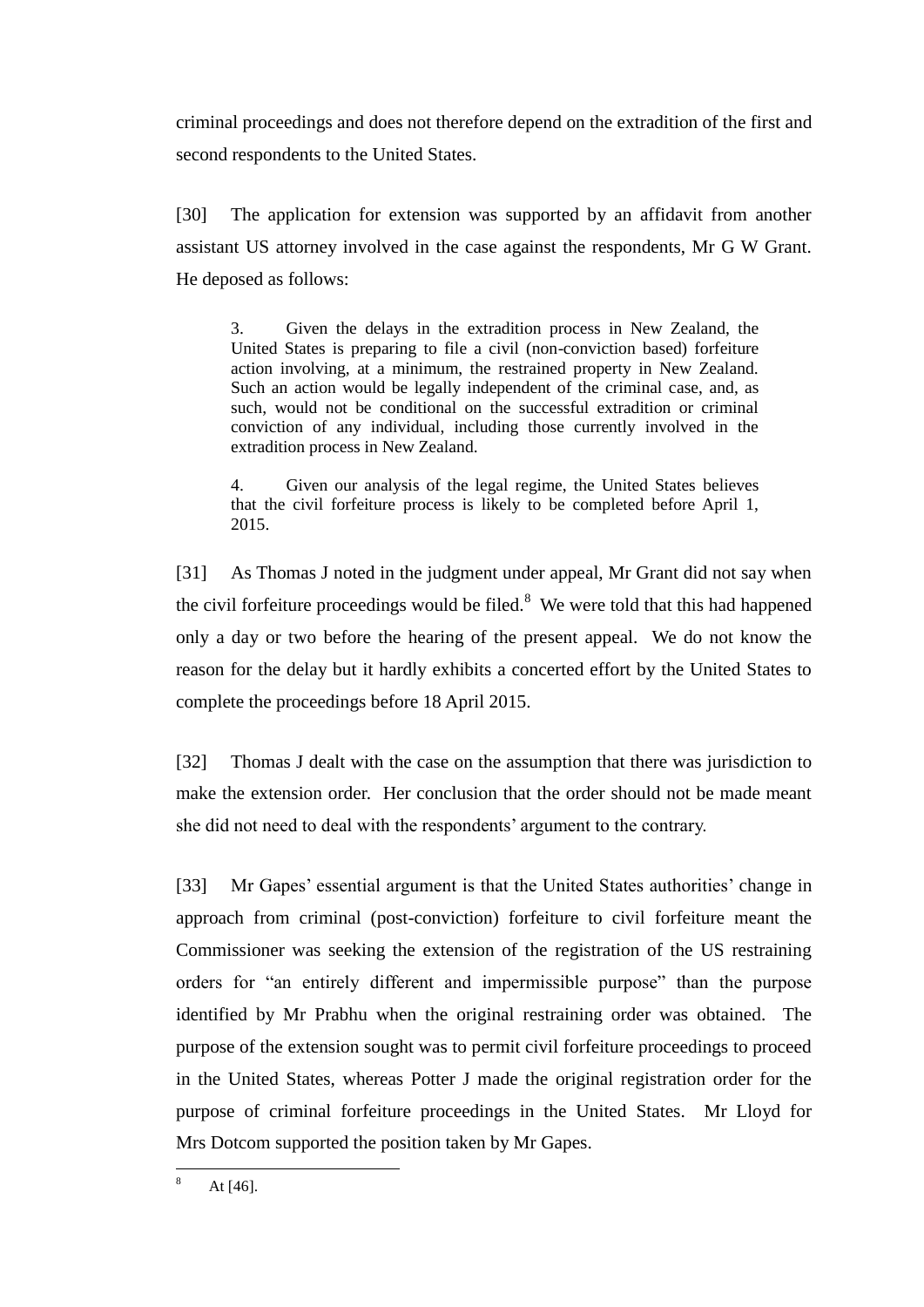criminal proceedings and does not therefore depend on the extradition of the first and second respondents to the United States.

[30] The application for extension was supported by an affidavit from another assistant US attorney involved in the case against the respondents, Mr G W Grant. He deposed as follows:

> 3. Given the delays in the extradition process in New Zealand, the United States is preparing to file a civil (non-conviction based) forfeiture action involving, at a minimum, the restrained property in New Zealand. Such an action would be legally independent of the criminal case, and, as such, would not be conditional on the successful extradition or criminal conviction of any individual, including those currently involved in the extradition process in New Zealand.
>
> 4. Given our analysis of the legal regime, the United States believes that the civil forfeiture process is likely to be completed before April 1, 2015.

[31] As Thomas J noted in the judgment under appeal, Mr Grant did not say when the civil forfeiture proceedings would be filed.[8] We were told that this had happened only a day or two before the hearing of the present appeal. We do not know the reason for the delay but it hardly exhibits a concerted effort by the United States to complete the proceedings before 18 April 2015.

[32] Thomas J dealt with the case on the assumption that there was jurisdiction to make the extension order. Her conclusion that the order should not be made meant she did not need to deal with the respondents' argument to the contrary.

[33] Mr Gapes' essential argument is that the United States authorities' change in approach from criminal (post-conviction) forfeiture to civil forfeiture meant the Commissioner was seeking the extension of the registration of the US restraining orders for "an entirely different and impermissible purpose" than the purpose identified by Mr Prabhu when the original restraining order was obtained. The purpose of the extension sought was to permit civil forfeiture proceedings to proceed in the United States, whereas Potter J made the original registration order for the purpose of criminal forfeiture proceedings in the United States. Mr Lloyd for Mrs Dotcom supported the position taken by Mr Gapes.

---

[8] At [46].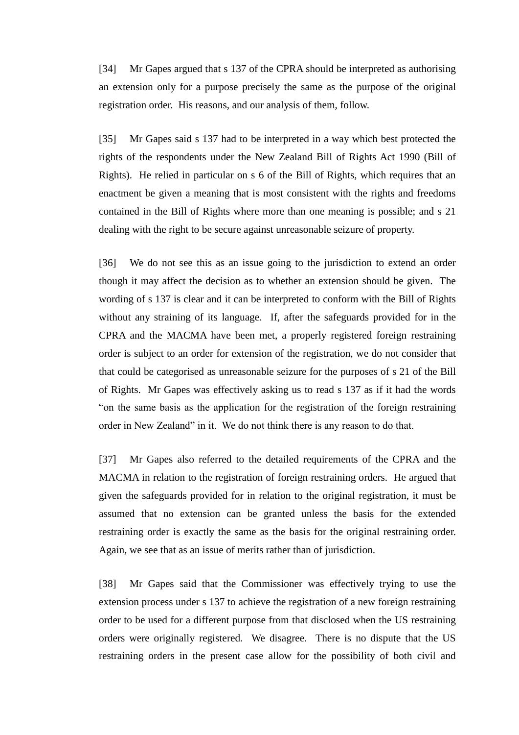[34] Mr Gapes argued that s 137 of the CPRA should be interpreted as authorising an extension only for a purpose precisely the same as the purpose of the original registration order. His reasons, and our analysis of them, follow.

[35] Mr Gapes said s 137 had to be interpreted in a way which best protected the rights of the respondents under the New Zealand Bill of Rights Act 1990 (Bill of Rights). He relied in particular on s 6 of the Bill of Rights, which requires that an enactment be given a meaning that is most consistent with the rights and freedoms contained in the Bill of Rights where more than one meaning is possible; and s 21 dealing with the right to be secure against unreasonable seizure of property.

[36] We do not see this as an issue going to the jurisdiction to extend an order though it may affect the decision as to whether an extension should be given. The wording of s 137 is clear and it can be interpreted to conform with the Bill of Rights without any straining of its language. If, after the safeguards provided for in the CPRA and the MACMA have been met, a properly registered foreign restraining order is subject to an order for extension of the registration, we do not consider that that could be categorised as unreasonable seizure for the purposes of s 21 of the Bill of Rights. Mr Gapes was effectively asking us to read s 137 as if it had the words "on the same basis as the application for the registration of the foreign restraining order in New Zealand" in it. We do not think there is any reason to do that.

[37] Mr Gapes also referred to the detailed requirements of the CPRA and the MACMA in relation to the registration of foreign restraining orders. He argued that given the safeguards provided for in relation to the original registration, it must be assumed that no extension can be granted unless the basis for the extended restraining order is exactly the same as the basis for the original restraining order. Again, we see that as an issue of merits rather than of jurisdiction.

[38] Mr Gapes said that the Commissioner was effectively trying to use the extension process under s 137 to achieve the registration of a new foreign restraining order to be used for a different purpose from that disclosed when the US restraining orders were originally registered. We disagree. There is no dispute that the US restraining orders in the present case allow for the possibility of both civil and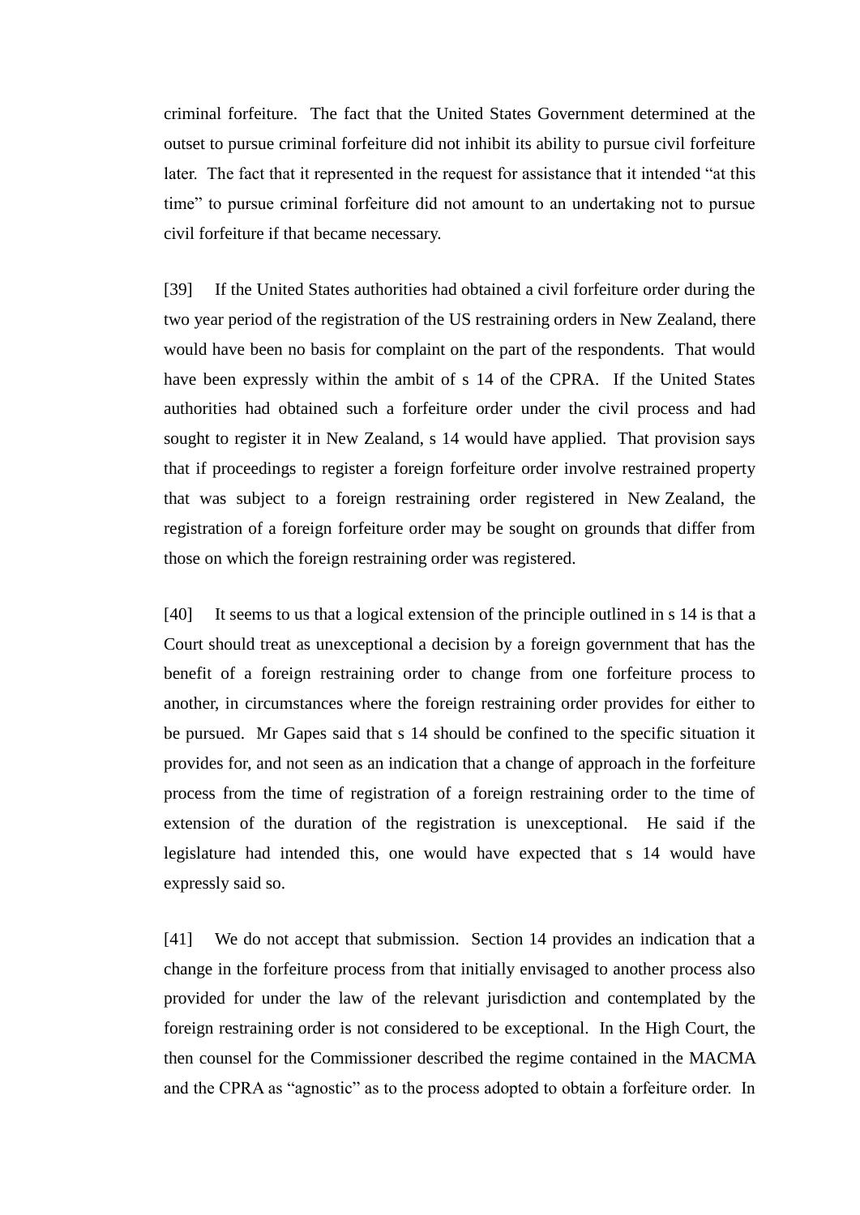criminal forfeiture. The fact that the United States Government determined at the outset to pursue criminal forfeiture did not inhibit its ability to pursue civil forfeiture later. The fact that it represented in the request for assistance that it intended "at this time" to pursue criminal forfeiture did not amount to an undertaking not to pursue civil forfeiture if that became necessary.

[39] If the United States authorities had obtained a civil forfeiture order during the two year period of the registration of the US restraining orders in New Zealand, there would have been no basis for complaint on the part of the respondents. That would have been expressly within the ambit of s 14 of the CPRA. If the United States authorities had obtained such a forfeiture order under the civil process and had sought to register it in New Zealand, s 14 would have applied. That provision says that if proceedings to register a foreign forfeiture order involve restrained property that was subject to a foreign restraining order registered in New Zealand, the registration of a foreign forfeiture order may be sought on grounds that differ from those on which the foreign restraining order was registered.

[40] It seems to us that a logical extension of the principle outlined in s 14 is that a Court should treat as unexceptional a decision by a foreign government that has the benefit of a foreign restraining order to change from one forfeiture process to another, in circumstances where the foreign restraining order provides for either to be pursued. Mr Gapes said that s 14 should be confined to the specific situation it provides for, and not seen as an indication that a change of approach in the forfeiture process from the time of registration of a foreign restraining order to the time of extension of the duration of the registration is unexceptional. He said if the legislature had intended this, one would have expected that s 14 would have expressly said so.

[41] We do not accept that submission. Section 14 provides an indication that a change in the forfeiture process from that initially envisaged to another process also provided for under the law of the relevant jurisdiction and contemplated by the foreign restraining order is not considered to be exceptional. In the High Court, the then counsel for the Commissioner described the regime contained in the MACMA and the CPRA as "agnostic" as to the process adopted to obtain a forfeiture order. In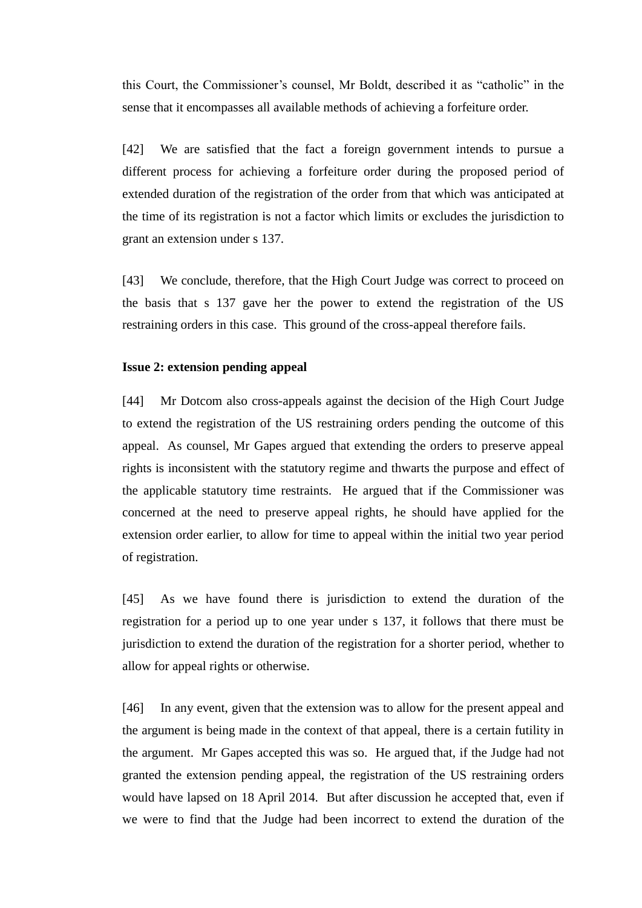this Court, the Commissioner's counsel, Mr Boldt, described it as "catholic" in the sense that it encompasses all available methods of achieving a forfeiture order.

[42] We are satisfied that the fact a foreign government intends to pursue a different process for achieving a forfeiture order during the proposed period of extended duration of the registration of the order from that which was anticipated at the time of its registration is not a factor which limits or excludes the jurisdiction to grant an extension under s 137.

[43] We conclude, therefore, that the High Court Judge was correct to proceed on the basis that s 137 gave her the power to extend the registration of the US restraining orders in this case. This ground of the cross-appeal therefore fails.

**Issue 2: extension pending appeal**

[44] Mr Dotcom also cross-appeals against the decision of the High Court Judge to extend the registration of the US restraining orders pending the outcome of this appeal. As counsel, Mr Gapes argued that extending the orders to preserve appeal rights is inconsistent with the statutory regime and thwarts the purpose and effect of the applicable statutory time restraints. He argued that if the Commissioner was concerned at the need to preserve appeal rights, he should have applied for the extension order earlier, to allow for time to appeal within the initial two year period of registration.

[45] As we have found there is jurisdiction to extend the duration of the registration for a period up to one year under s 137, it follows that there must be jurisdiction to extend the duration of the registration for a shorter period, whether to allow for appeal rights or otherwise.

[46] In any event, given that the extension was to allow for the present appeal and the argument is being made in the context of that appeal, there is a certain futility in the argument. Mr Gapes accepted this was so. He argued that, if the Judge had not granted the extension pending appeal, the registration of the US restraining orders would have lapsed on 18 April 2014. But after discussion he accepted that, even if we were to find that the Judge had been incorrect to extend the duration of the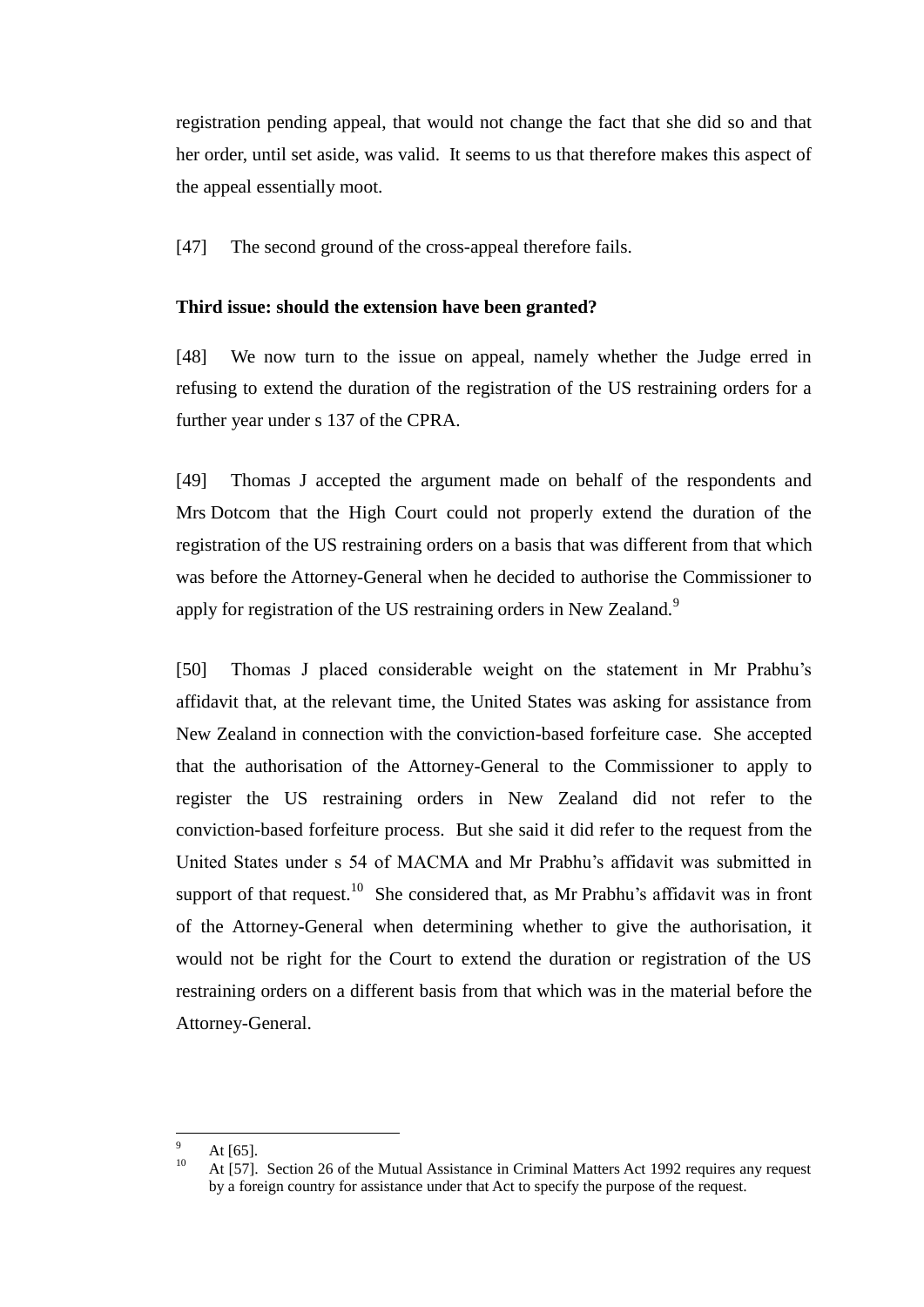registration pending appeal, that would not change the fact that she did so and that her order, until set aside, was valid. It seems to us that therefore makes this aspect of the appeal essentially moot.

[47] The second ground of the cross-appeal therefore fails.

**Third issue: should the extension have been granted?**

[48] We now turn to the issue on appeal, namely whether the Judge erred in refusing to extend the duration of the registration of the US restraining orders for a further year under s 137 of the CPRA.

[49] Thomas J accepted the argument made on behalf of the respondents and Mrs Dotcom that the High Court could not properly extend the duration of the registration of the US restraining orders on a basis that was different from that which was before the Attorney-General when he decided to authorise the Commissioner to apply for registration of the US restraining orders in New Zealand.[9]

[50] Thomas J placed considerable weight on the statement in Mr Prabhu's affidavit that, at the relevant time, the United States was asking for assistance from New Zealand in connection with the conviction-based forfeiture case. She accepted that the authorisation of the Attorney-General to the Commissioner to apply to register the US restraining orders in New Zealand did not refer to the conviction-based forfeiture process. But she said it did refer to the request from the United States under s 54 of MACMA and Mr Prabhu's affidavit was submitted in support of that request.[10] She considered that, as Mr Prabhu's affidavit was in front of the Attorney-General when determining whether to give the authorisation, it would not be right for the Court to extend the duration or registration of the US restraining orders on a different basis from that which was in the material before the Attorney-General.

---

[9] At [65].

[10] At [57]. Section 26 of the Mutual Assistance in Criminal Matters Act 1992 requires any request by a foreign country for assistance under that Act to specify the purpose of the request.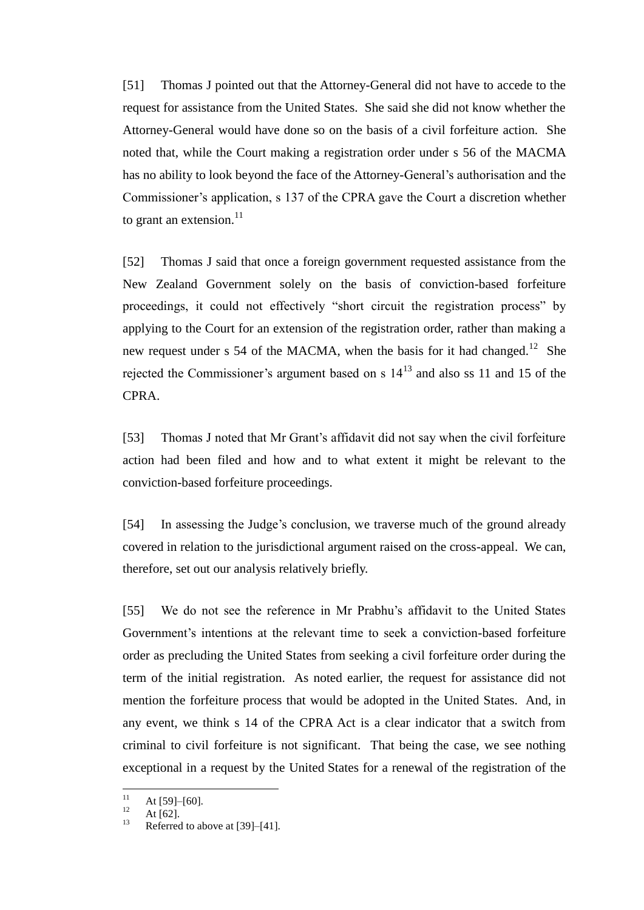[51] Thomas J pointed out that the Attorney-General did not have to accede to the request for assistance from the United States. She said she did not know whether the Attorney-General would have done so on the basis of a civil forfeiture action. She noted that, while the Court making a registration order under s 56 of the MACMA has no ability to look beyond the face of the Attorney-General's authorisation and the Commissioner's application, s 137 of the CPRA gave the Court a discretion whether to grant an extension.[11]

[52] Thomas J said that once a foreign government requested assistance from the New Zealand Government solely on the basis of conviction-based forfeiture proceedings, it could not effectively "short circuit the registration process" by applying to the Court for an extension of the registration order, rather than making a new request under s 54 of the MACMA, when the basis for it had changed.[12] She rejected the Commissioner's argument based on s 14[13] and also ss 11 and 15 of the CPRA.

[53] Thomas J noted that Mr Grant's affidavit did not say when the civil forfeiture action had been filed and how and to what extent it might be relevant to the conviction-based forfeiture proceedings.

[54] In assessing the Judge's conclusion, we traverse much of the ground already covered in relation to the jurisdictional argument raised on the cross-appeal. We can, therefore, set out our analysis relatively briefly.

[55] We do not see the reference in Mr Prabhu's affidavit to the United States Government's intentions at the relevant time to seek a conviction-based forfeiture order as precluding the United States from seeking a civil forfeiture order during the term of the initial registration. As noted earlier, the request for assistance did not mention the forfeiture process that would be adopted in the United States. And, in any event, we think s 14 of the CPRA Act is a clear indicator that a switch from criminal to civil forfeiture is not significant. That being the case, we see nothing exceptional in a request by the United States for a renewal of the registration of the

---

[11] At [59]–[60].

[12] At [62].

[13] Referred to above at [39]–[41].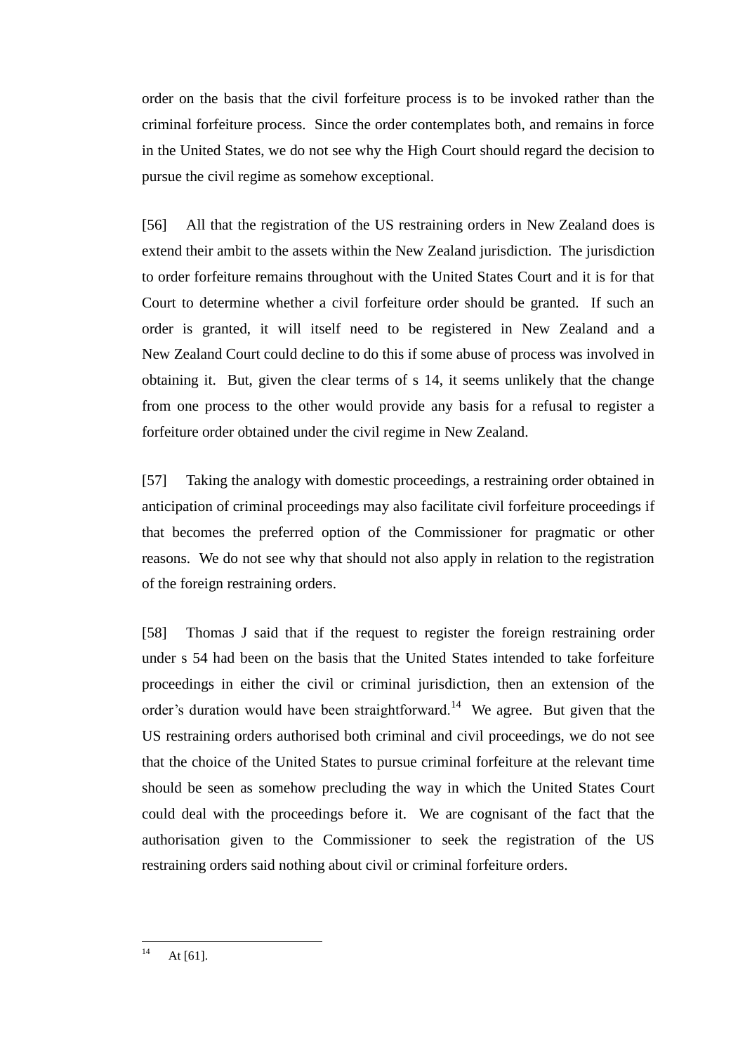order on the basis that the civil forfeiture process is to be invoked rather than the criminal forfeiture process. Since the order contemplates both, and remains in force in the United States, we do not see why the High Court should regard the decision to pursue the civil regime as somehow exceptional.

[56] All that the registration of the US restraining orders in New Zealand does is extend their ambit to the assets within the New Zealand jurisdiction. The jurisdiction to order forfeiture remains throughout with the United States Court and it is for that Court to determine whether a civil forfeiture order should be granted. If such an order is granted, it will itself need to be registered in New Zealand and a New Zealand Court could decline to do this if some abuse of process was involved in obtaining it. But, given the clear terms of s 14, it seems unlikely that the change from one process to the other would provide any basis for a refusal to register a forfeiture order obtained under the civil regime in New Zealand.

[57] Taking the analogy with domestic proceedings, a restraining order obtained in anticipation of criminal proceedings may also facilitate civil forfeiture proceedings if that becomes the preferred option of the Commissioner for pragmatic or other reasons. We do not see why that should not also apply in relation to the registration of the foreign restraining orders.

[58] Thomas J said that if the request to register the foreign restraining order under s 54 had been on the basis that the United States intended to take forfeiture proceedings in either the civil or criminal jurisdiction, then an extension of the order's duration would have been straightforward.[14] We agree. But given that the US restraining orders authorised both criminal and civil proceedings, we do not see that the choice of the United States to pursue criminal forfeiture at the relevant time should be seen as somehow precluding the way in which the United States Court could deal with the proceedings before it. We are cognisant of the fact that the authorisation given to the Commissioner to seek the registration of the US restraining orders said nothing about civil or criminal forfeiture orders.

---

[14] At [61].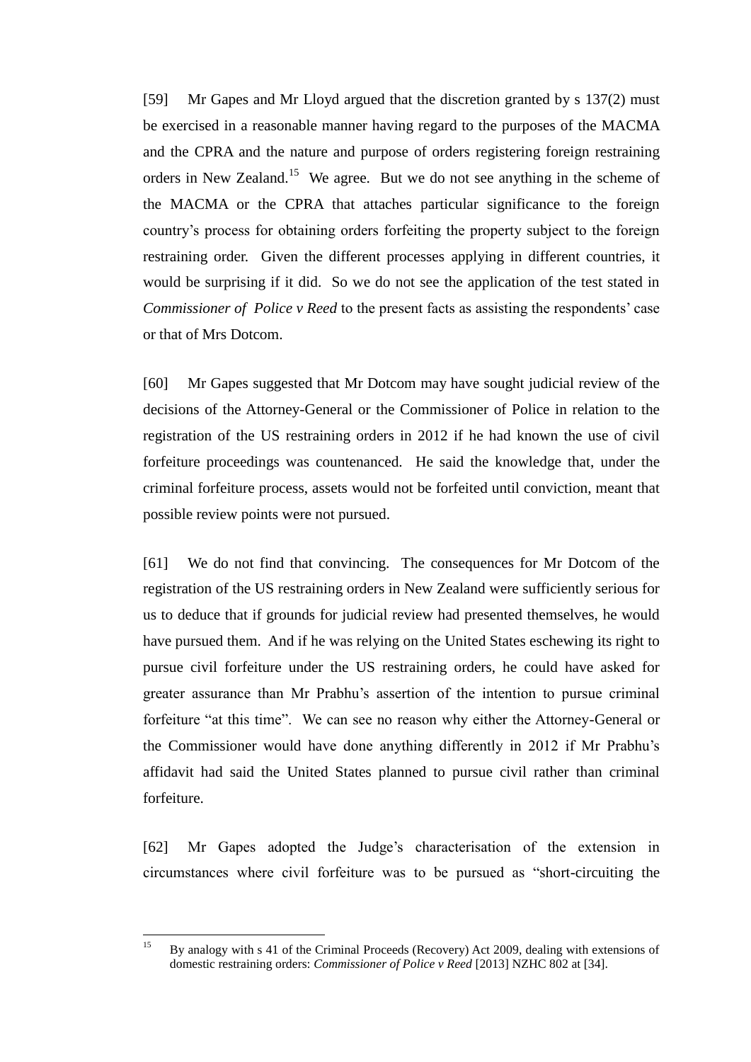[59] Mr Gapes and Mr Lloyd argued that the discretion granted by s 137(2) must be exercised in a reasonable manner having regard to the purposes of the MACMA and the CPRA and the nature and purpose of orders registering foreign restraining orders in New Zealand.[15] We agree. But we do not see anything in the scheme of the MACMA or the CPRA that attaches particular significance to the foreign country's process for obtaining orders forfeiting the property subject to the foreign restraining order. Given the different processes applying in different countries, it would be surprising if it did. So we do not see the application of the test stated in *Commissioner of Police v Reed* to the present facts as assisting the respondents' case or that of Mrs Dotcom.

[60] Mr Gapes suggested that Mr Dotcom may have sought judicial review of the decisions of the Attorney-General or the Commissioner of Police in relation to the registration of the US restraining orders in 2012 if he had known the use of civil forfeiture proceedings was countenanced. He said the knowledge that, under the criminal forfeiture process, assets would not be forfeited until conviction, meant that possible review points were not pursued.

[61] We do not find that convincing. The consequences for Mr Dotcom of the registration of the US restraining orders in New Zealand were sufficiently serious for us to deduce that if grounds for judicial review had presented themselves, he would have pursued them. And if he was relying on the United States eschewing its right to pursue civil forfeiture under the US restraining orders, he could have asked for greater assurance than Mr Prabhu's assertion of the intention to pursue criminal forfeiture "at this time". We can see no reason why either the Attorney-General or the Commissioner would have done anything differently in 2012 if Mr Prabhu's affidavit had said the United States planned to pursue civil rather than criminal forfeiture.

[62] Mr Gapes adopted the Judge's characterisation of the extension in circumstances where civil forfeiture was to be pursued as "short-circuiting the

---

[15] By analogy with s 41 of the Criminal Proceeds (Recovery) Act 2009, dealing with extensions of domestic restraining orders: *Commissioner of Police v Reed* [2013] NZHC 802 at [34].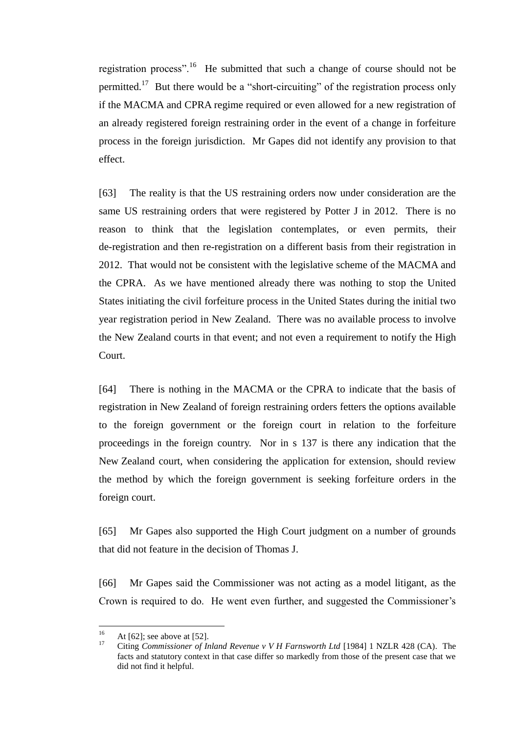registration process".[16] He submitted that such a change of course should not be permitted.[17] But there would be a "short-circuiting" of the registration process only if the MACMA and CPRA regime required or even allowed for a new registration of an already registered foreign restraining order in the event of a change in forfeiture process in the foreign jurisdiction. Mr Gapes did not identify any provision to that effect.

[63] The reality is that the US restraining orders now under consideration are the same US restraining orders that were registered by Potter J in 2012. There is no reason to think that the legislation contemplates, or even permits, their de-registration and then re-registration on a different basis from their registration in 2012. That would not be consistent with the legislative scheme of the MACMA and the CPRA. As we have mentioned already there was nothing to stop the United States initiating the civil forfeiture process in the United States during the initial two year registration period in New Zealand. There was no available process to involve the New Zealand courts in that event; and not even a requirement to notify the High Court.

[64] There is nothing in the MACMA or the CPRA to indicate that the basis of registration in New Zealand of foreign restraining orders fetters the options available to the foreign government or the foreign court in relation to the forfeiture proceedings in the foreign country. Nor in s 137 is there any indication that the New Zealand court, when considering the application for extension, should review the method by which the foreign government is seeking forfeiture orders in the foreign court.

[65] Mr Gapes also supported the High Court judgment on a number of grounds that did not feature in the decision of Thomas J.

[66] Mr Gapes said the Commissioner was not acting as a model litigant, as the Crown is required to do. He went even further, and suggested the Commissioner's

---

[16] At [62]; see above at [52].

[17] Citing *Commissioner of Inland Revenue v V H Farnsworth Ltd* [1984] 1 NZLR 428 (CA). The facts and statutory context in that case differ so markedly from those of the present case that we did not find it helpful.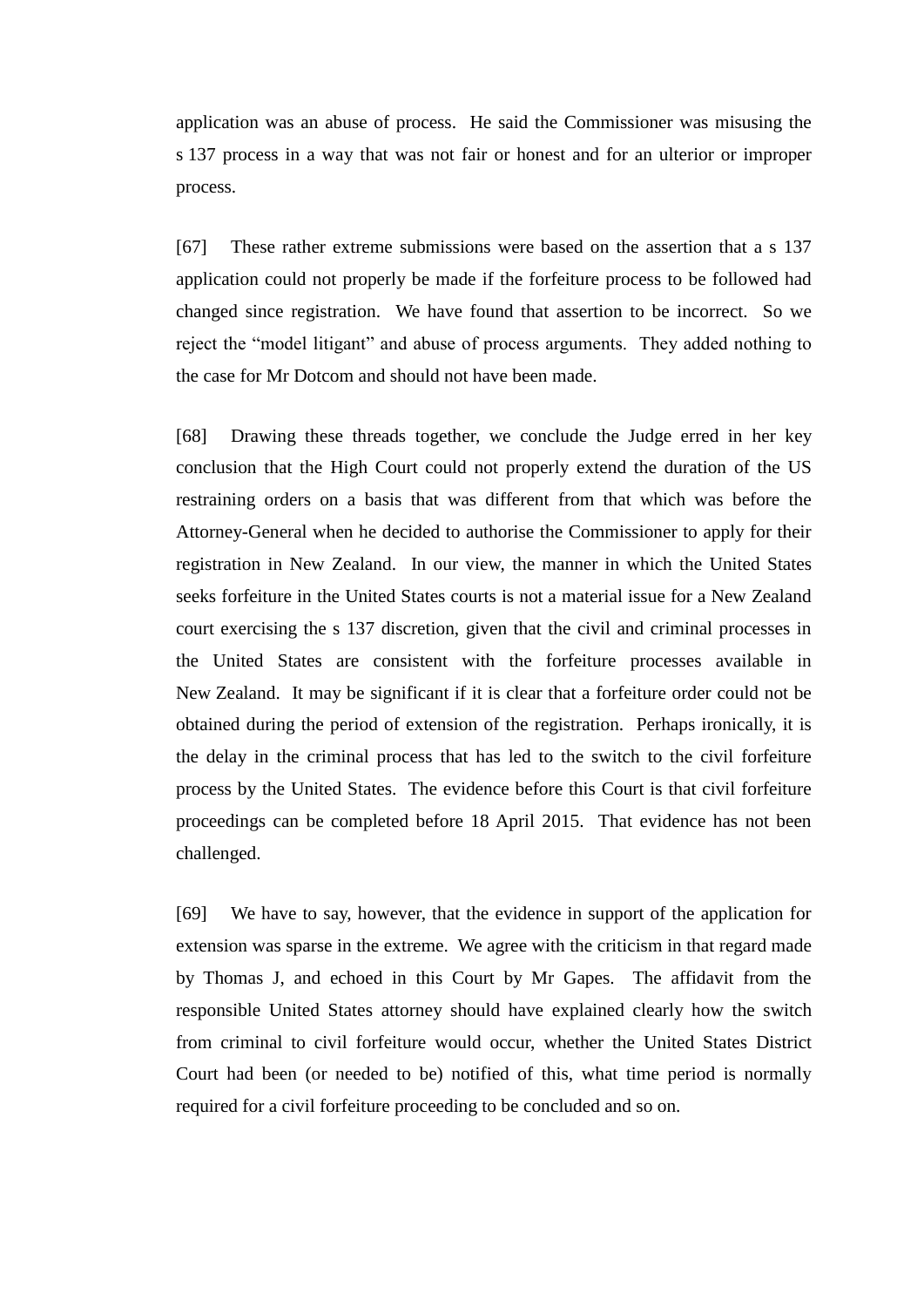application was an abuse of process. He said the Commissioner was misusing the s 137 process in a way that was not fair or honest and for an ulterior or improper process.

[67] These rather extreme submissions were based on the assertion that a s 137 application could not properly be made if the forfeiture process to be followed had changed since registration. We have found that assertion to be incorrect. So we reject the "model litigant" and abuse of process arguments. They added nothing to the case for Mr Dotcom and should not have been made.

[68] Drawing these threads together, we conclude the Judge erred in her key conclusion that the High Court could not properly extend the duration of the US restraining orders on a basis that was different from that which was before the Attorney-General when he decided to authorise the Commissioner to apply for their registration in New Zealand. In our view, the manner in which the United States seeks forfeiture in the United States courts is not a material issue for a New Zealand court exercising the s 137 discretion, given that the civil and criminal processes in the United States are consistent with the forfeiture processes available in New Zealand. It may be significant if it is clear that a forfeiture order could not be obtained during the period of extension of the registration. Perhaps ironically, it is the delay in the criminal process that has led to the switch to the civil forfeiture process by the United States. The evidence before this Court is that civil forfeiture proceedings can be completed before 18 April 2015. That evidence has not been challenged.

[69] We have to say, however, that the evidence in support of the application for extension was sparse in the extreme. We agree with the criticism in that regard made by Thomas J, and echoed in this Court by Mr Gapes. The affidavit from the responsible United States attorney should have explained clearly how the switch from criminal to civil forfeiture would occur, whether the United States District Court had been (or needed to be) notified of this, what time period is normally required for a civil forfeiture proceeding to be concluded and so on.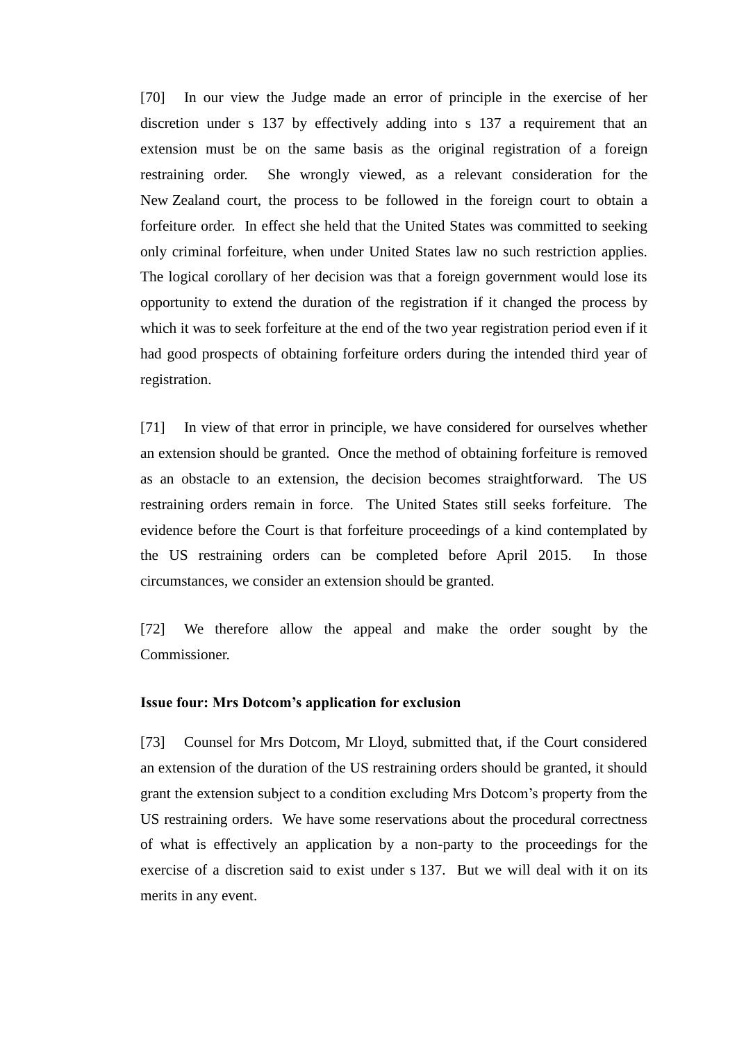[70] In our view the Judge made an error of principle in the exercise of her discretion under s 137 by effectively adding into s 137 a requirement that an extension must be on the same basis as the original registration of a foreign restraining order. She wrongly viewed, as a relevant consideration for the New Zealand court, the process to be followed in the foreign court to obtain a forfeiture order. In effect she held that the United States was committed to seeking only criminal forfeiture, when under United States law no such restriction applies. The logical corollary of her decision was that a foreign government would lose its opportunity to extend the duration of the registration if it changed the process by which it was to seek forfeiture at the end of the two year registration period even if it had good prospects of obtaining forfeiture orders during the intended third year of registration.

[71] In view of that error in principle, we have considered for ourselves whether an extension should be granted. Once the method of obtaining forfeiture is removed as an obstacle to an extension, the decision becomes straightforward. The US restraining orders remain in force. The United States still seeks forfeiture. The evidence before the Court is that forfeiture proceedings of a kind contemplated by the US restraining orders can be completed before April 2015. In those circumstances, we consider an extension should be granted.

[72] We therefore allow the appeal and make the order sought by the Commissioner.

**Issue four: Mrs Dotcom's application for exclusion**

[73] Counsel for Mrs Dotcom, Mr Lloyd, submitted that, if the Court considered an extension of the duration of the US restraining orders should be granted, it should grant the extension subject to a condition excluding Mrs Dotcom's property from the US restraining orders. We have some reservations about the procedural correctness of what is effectively an application by a non-party to the proceedings for the exercise of a discretion said to exist under s 137. But we will deal with it on its merits in any event.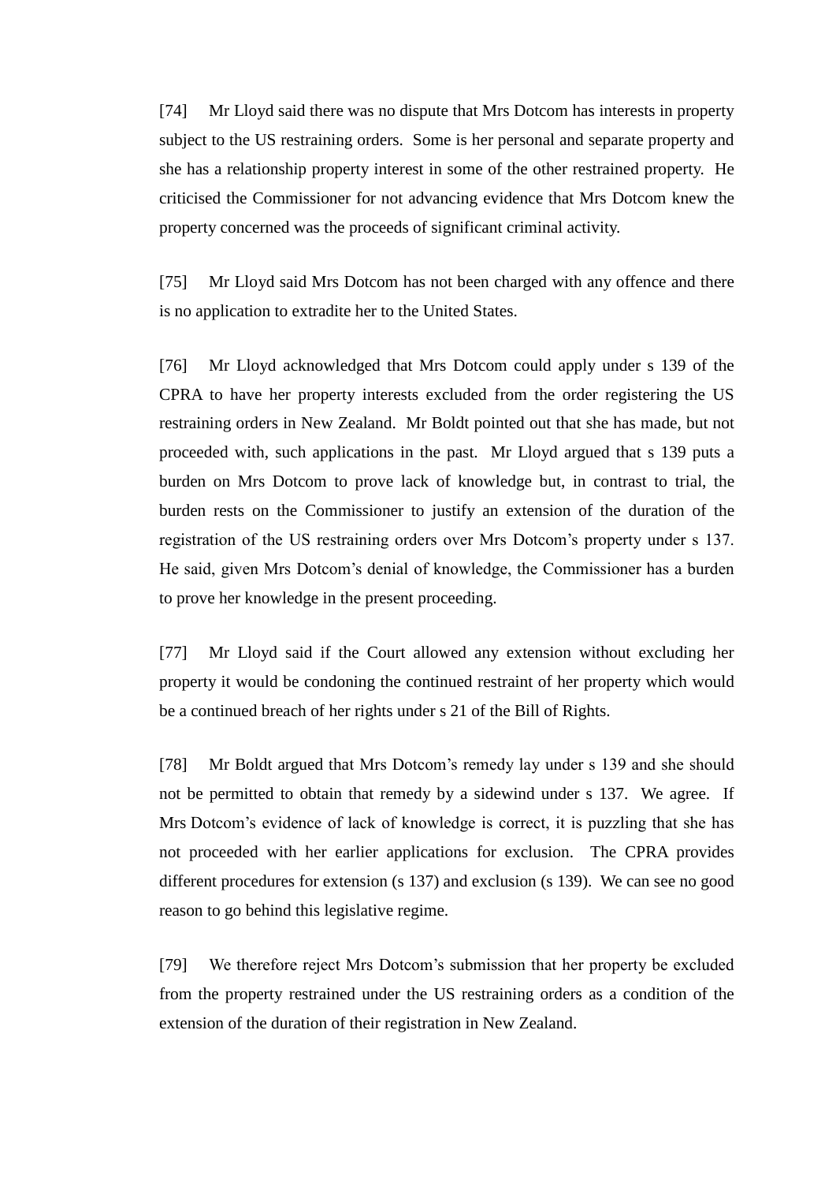[74] Mr Lloyd said there was no dispute that Mrs Dotcom has interests in property subject to the US restraining orders. Some is her personal and separate property and she has a relationship property interest in some of the other restrained property. He criticised the Commissioner for not advancing evidence that Mrs Dotcom knew the property concerned was the proceeds of significant criminal activity.

[75] Mr Lloyd said Mrs Dotcom has not been charged with any offence and there is no application to extradite her to the United States.

[76] Mr Lloyd acknowledged that Mrs Dotcom could apply under s 139 of the CPRA to have her property interests excluded from the order registering the US restraining orders in New Zealand. Mr Boldt pointed out that she has made, but not proceeded with, such applications in the past. Mr Lloyd argued that s 139 puts a burden on Mrs Dotcom to prove lack of knowledge but, in contrast to trial, the burden rests on the Commissioner to justify an extension of the duration of the registration of the US restraining orders over Mrs Dotcom's property under s 137. He said, given Mrs Dotcom's denial of knowledge, the Commissioner has a burden to prove her knowledge in the present proceeding.

[77] Mr Lloyd said if the Court allowed any extension without excluding her property it would be condoning the continued restraint of her property which would be a continued breach of her rights under s 21 of the Bill of Rights.

[78] Mr Boldt argued that Mrs Dotcom's remedy lay under s 139 and she should not be permitted to obtain that remedy by a sidewind under s 137. We agree. If Mrs Dotcom's evidence of lack of knowledge is correct, it is puzzling that she has not proceeded with her earlier applications for exclusion. The CPRA provides different procedures for extension (s 137) and exclusion (s 139). We can see no good reason to go behind this legislative regime.

[79] We therefore reject Mrs Dotcom's submission that her property be excluded from the property restrained under the US restraining orders as a condition of the extension of the duration of their registration in New Zealand.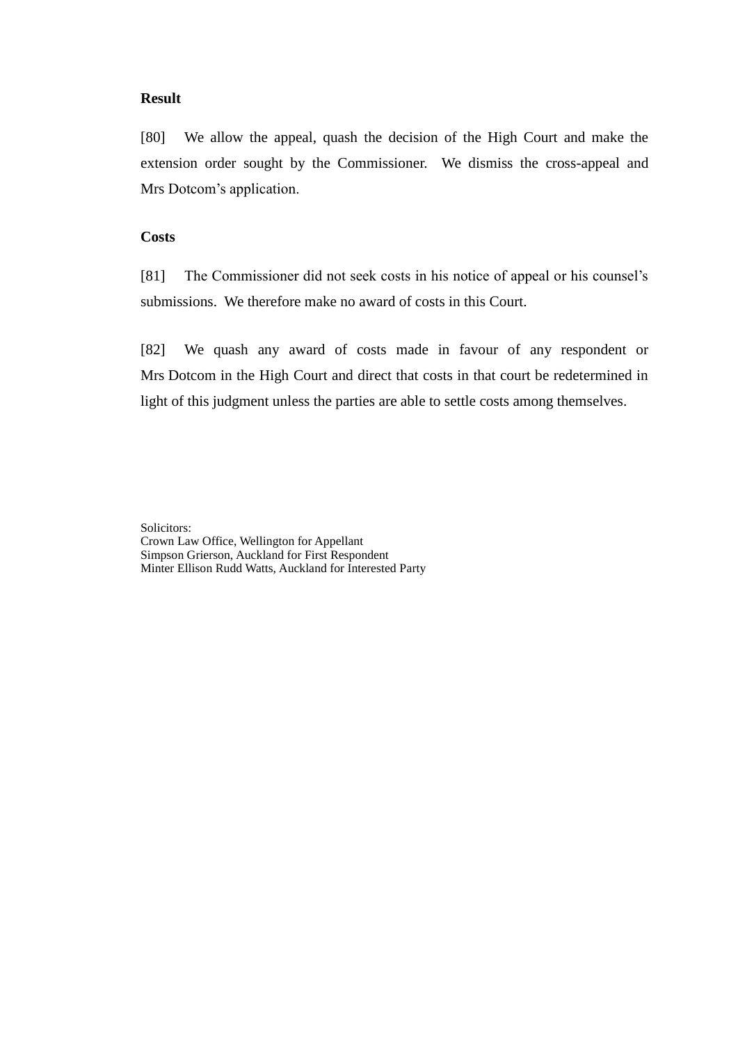**Result**

[80] We allow the appeal, quash the decision of the High Court and make the extension order sought by the Commissioner. We dismiss the cross-appeal and Mrs Dotcom's application.

**Costs**

[81] The Commissioner did not seek costs in his notice of appeal or his counsel's submissions. We therefore make no award of costs in this Court.

[82] We quash any award of costs made in favour of any respondent or Mrs Dotcom in the High Court and direct that costs in that court be redetermined in light of this judgment unless the parties are able to settle costs among themselves.

Solicitors:
Crown Law Office, Wellington for Appellant
Simpson Grierson, Auckland for First Respondent
Minter Ellison Rudd Watts, Auckland for Interested Party